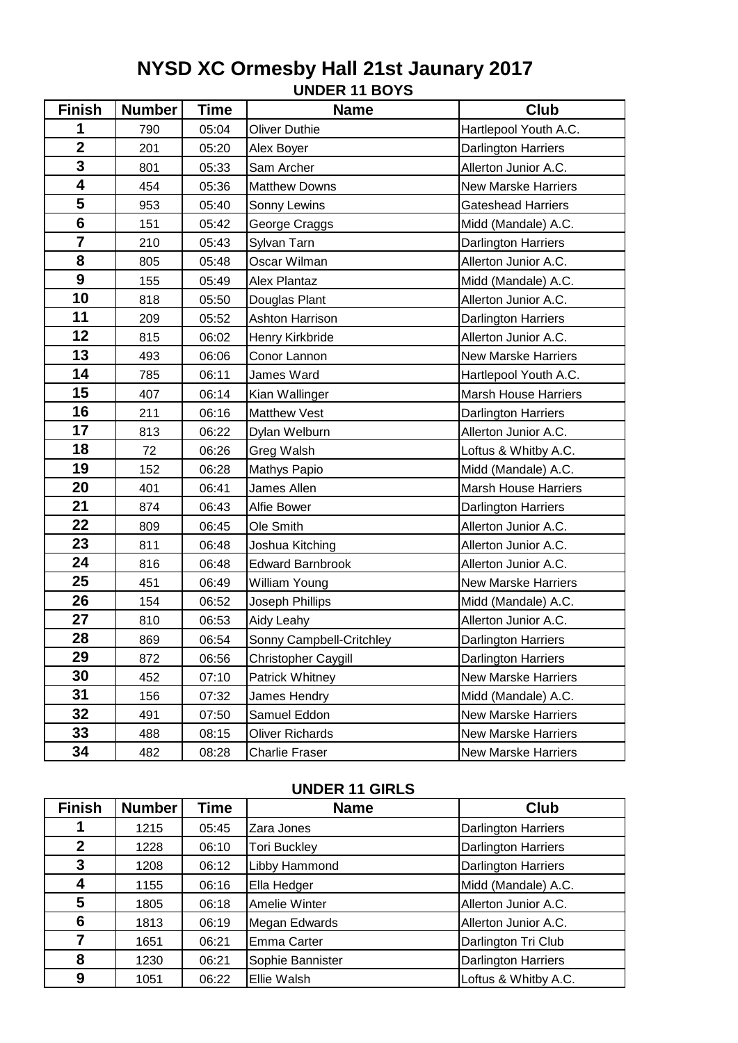# NYSD XC Ormesby Hall 21st Jaunary 2017

## UNDER 11 BOYS

| Finish | Number | Time | Name | Club |
|---|---|---|---|---|
| 1 | 790 | 05:04 | Oliver Duthie | Hartlepool Youth A.C. |
| 2 | 201 | 05:20 | Alex Boyer | Darlington Harriers |
| 3 | 801 | 05:33 | Sam Archer | Allerton Junior A.C. |
| 4 | 454 | 05:36 | Matthew Downs | New Marske Harriers |
| 5 | 953 | 05:40 | Sonny Lewins | Gateshead Harriers |
| 6 | 151 | 05:42 | George Craggs | Midd (Mandale) A.C. |
| 7 | 210 | 05:43 | Sylvan Tarn | Darlington Harriers |
| 8 | 805 | 05:48 | Oscar Wilman | Allerton Junior A.C. |
| 9 | 155 | 05:49 | Alex Plantaz | Midd (Mandale) A.C. |
| 10 | 818 | 05:50 | Douglas Plant | Allerton Junior A.C. |
| 11 | 209 | 05:52 | Ashton Harrison | Darlington Harriers |
| 12 | 815 | 06:02 | Henry Kirkbride | Allerton Junior A.C. |
| 13 | 493 | 06:06 | Conor Lannon | New Marske Harriers |
| 14 | 785 | 06:11 | James Ward | Hartlepool Youth A.C. |
| 15 | 407 | 06:14 | Kian Wallinger | Marsh House Harriers |
| 16 | 211 | 06:16 | Matthew Vest | Darlington Harriers |
| 17 | 813 | 06:22 | Dylan Welburn | Allerton Junior A.C. |
| 18 | 72 | 06:26 | Greg Walsh | Loftus & Whitby A.C. |
| 19 | 152 | 06:28 | Mathys Papio | Midd (Mandale) A.C. |
| 20 | 401 | 06:41 | James Allen | Marsh House Harriers |
| 21 | 874 | 06:43 | Alfie Bower | Darlington Harriers |
| 22 | 809 | 06:45 | Ole Smith | Allerton Junior A.C. |
| 23 | 811 | 06:48 | Joshua Kitching | Allerton Junior A.C. |
| 24 | 816 | 06:48 | Edward Barnbrook | Allerton Junior A.C. |
| 25 | 451 | 06:49 | William Young | New Marske Harriers |
| 26 | 154 | 06:52 | Joseph Phillips | Midd (Mandale) A.C. |
| 27 | 810 | 06:53 | Aidy Leahy | Allerton Junior A.C. |
| 28 | 869 | 06:54 | Sonny Campbell-Critchley | Darlington Harriers |
| 29 | 872 | 06:56 | Christopher Caygill | Darlington Harriers |
| 30 | 452 | 07:10 | Patrick Whitney | New Marske Harriers |
| 31 | 156 | 07:32 | James Hendry | Midd (Mandale) A.C. |
| 32 | 491 | 07:50 | Samuel Eddon | New Marske Harriers |
| 33 | 488 | 08:15 | Oliver Richards | New Marske Harriers |
| 34 | 482 | 08:28 | Charlie Fraser | New Marske Harriers |

## UNDER 11 GIRLS

| Finish | Number | Time | Name | Club |
|---|---|---|---|---|
| 1 | 1215 | 05:45 | Zara Jones | Darlington Harriers |
| 2 | 1228 | 06:10 | Tori Buckley | Darlington Harriers |
| 3 | 1208 | 06:12 | Libby Hammond | Darlington Harriers |
| 4 | 1155 | 06:16 | Ella Hedger | Midd (Mandale) A.C. |
| 5 | 1805 | 06:18 | Amelie Winter | Allerton Junior A.C. |
| 6 | 1813 | 06:19 | Megan Edwards | Allerton Junior A.C. |
| 7 | 1651 | 06:21 | Emma Carter | Darlington Tri Club |
| 8 | 1230 | 06:21 | Sophie Bannister | Darlington Harriers |
| 9 | 1051 | 06:22 | Ellie Walsh | Loftus & Whitby A.C. |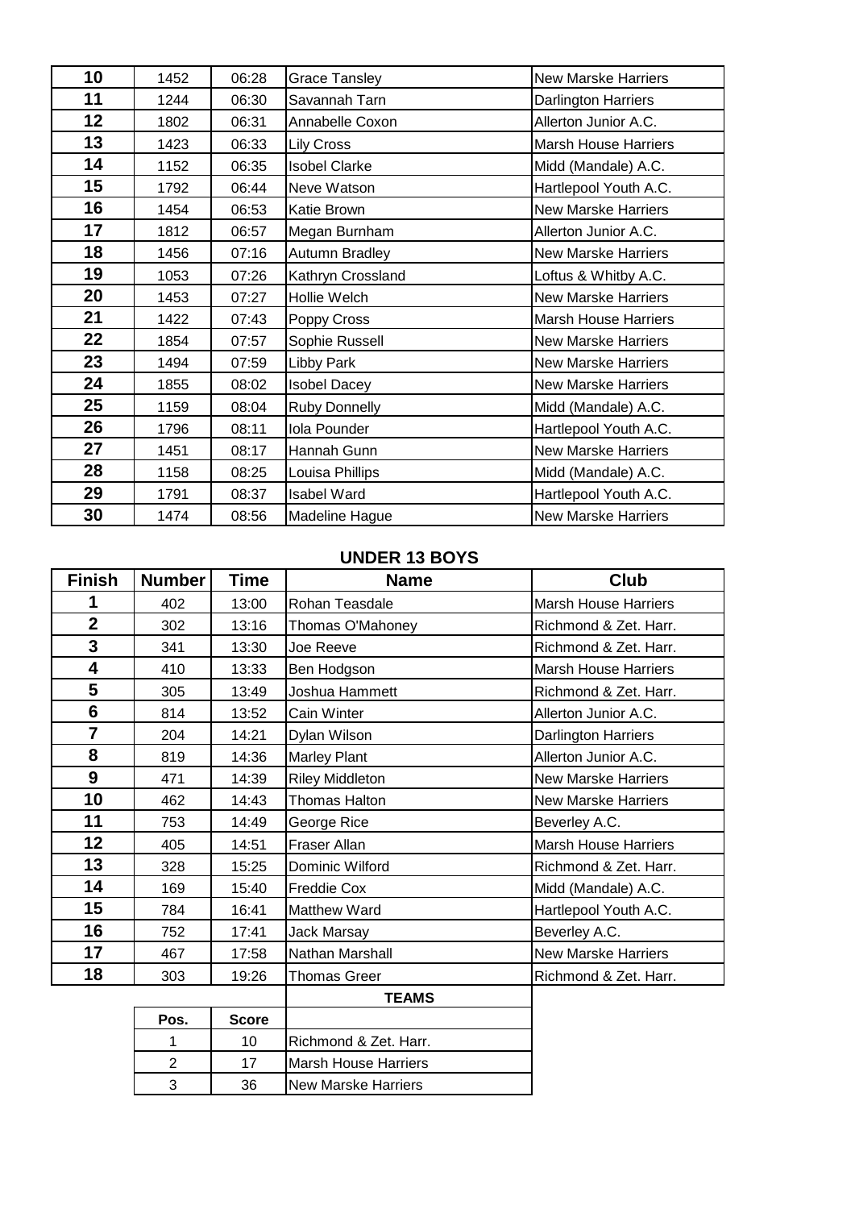| | | | | |
|---|---|---|---|---|
| 10 | 1452 | 06:28 | Grace Tansley | New Marske Harriers |
| 11 | 1244 | 06:30 | Savannah Tarn | Darlington Harriers |
| 12 | 1802 | 06:31 | Annabelle Coxon | Allerton Junior A.C. |
| 13 | 1423 | 06:33 | Lily Cross | Marsh House Harriers |
| 14 | 1152 | 06:35 | Isobel Clarke | Midd (Mandale) A.C. |
| 15 | 1792 | 06:44 | Neve Watson | Hartlepool Youth A.C. |
| 16 | 1454 | 06:53 | Katie Brown | New Marske Harriers |
| 17 | 1812 | 06:57 | Megan Burnham | Allerton Junior A.C. |
| 18 | 1456 | 07:16 | Autumn Bradley | New Marske Harriers |
| 19 | 1053 | 07:26 | Kathryn Crossland | Loftus & Whitby A.C. |
| 20 | 1453 | 07:27 | Hollie Welch | New Marske Harriers |
| 21 | 1422 | 07:43 | Poppy Cross | Marsh House Harriers |
| 22 | 1854 | 07:57 | Sophie Russell | New Marske Harriers |
| 23 | 1494 | 07:59 | Libby Park | New Marske Harriers |
| 24 | 1855 | 08:02 | Isobel Dacey | New Marske Harriers |
| 25 | 1159 | 08:04 | Ruby Donnelly | Midd (Mandale) A.C. |
| 26 | 1796 | 08:11 | Iola Pounder | Hartlepool Youth A.C. |
| 27 | 1451 | 08:17 | Hannah Gunn | New Marske Harriers |
| 28 | 1158 | 08:25 | Louisa Phillips | Midd (Mandale) A.C. |
| 29 | 1791 | 08:37 | Isabel Ward | Hartlepool Youth A.C. |
| 30 | 1474 | 08:56 | Madeline Hague | New Marske Harriers |

## UNDER 13 BOYS

| Finish | Number | Time | Name | Club |
|---|---|---|---|---|
| 1 | 402 | 13:00 | Rohan Teasdale | Marsh House Harriers |
| 2 | 302 | 13:16 | Thomas O'Mahoney | Richmond & Zet. Harr. |
| 3 | 341 | 13:30 | Joe Reeve | Richmond & Zet. Harr. |
| 4 | 410 | 13:33 | Ben Hodgson | Marsh House Harriers |
| 5 | 305 | 13:49 | Joshua Hammett | Richmond & Zet. Harr. |
| 6 | 814 | 13:52 | Cain Winter | Allerton Junior A.C. |
| 7 | 204 | 14:21 | Dylan Wilson | Darlington Harriers |
| 8 | 819 | 14:36 | Marley Plant | Allerton Junior A.C. |
| 9 | 471 | 14:39 | Riley Middleton | New Marske Harriers |
| 10 | 462 | 14:43 | Thomas Halton | New Marske Harriers |
| 11 | 753 | 14:49 | George Rice | Beverley A.C. |
| 12 | 405 | 14:51 | Fraser Allan | Marsh House Harriers |
| 13 | 328 | 15:25 | Dominic Wilford | Richmond & Zet. Harr. |
| 14 | 169 | 15:40 | Freddie Cox | Midd (Mandale) A.C. |
| 15 | 784 | 16:41 | Matthew Ward | Hartlepool Youth A.C. |
| 16 | 752 | 17:41 | Jack Marsay | Beverley A.C. |
| 17 | 467 | 17:58 | Nathan Marshall | New Marske Harriers |
| 18 | 303 | 19:26 | Thomas Greer | Richmond & Zet. Harr. |

### TEAMS

| Pos. | Score | Team |
|---|---|---|
| 1 | 10 | Richmond & Zet. Harr. |
| 2 | 17 | Marsh House Harriers |
| 3 | 36 | New Marske Harriers |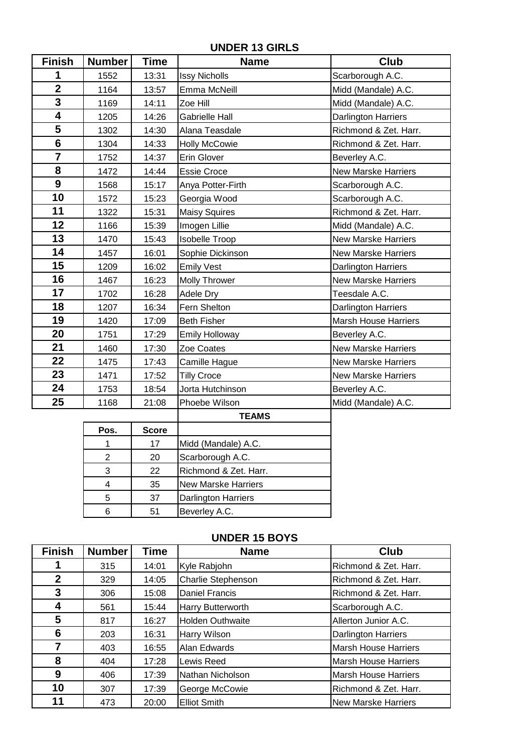## UNDER 13 GIRLS

| Finish | Number | Time | Name | Club |
|---|---|---|---|---|
| 1 | 1552 | 13:31 | Issy Nicholls | Scarborough A.C. |
| 2 | 1164 | 13:57 | Emma McNeill | Midd (Mandale) A.C. |
| 3 | 1169 | 14:11 | Zoe Hill | Midd (Mandale) A.C. |
| 4 | 1205 | 14:26 | Gabrielle Hall | Darlington Harriers |
| 5 | 1302 | 14:30 | Alana Teasdale | Richmond & Zet. Harr. |
| 6 | 1304 | 14:33 | Holly McCowie | Richmond & Zet. Harr. |
| 7 | 1752 | 14:37 | Erin Glover | Beverley A.C. |
| 8 | 1472 | 14:44 | Essie Croce | New Marske Harriers |
| 9 | 1568 | 15:17 | Anya Potter-Firth | Scarborough A.C. |
| 10 | 1572 | 15:23 | Georgia Wood | Scarborough A.C. |
| 11 | 1322 | 15:31 | Maisy Squires | Richmond & Zet. Harr. |
| 12 | 1166 | 15:39 | Imogen Lillie | Midd (Mandale) A.C. |
| 13 | 1470 | 15:43 | Isobelle Troop | New Marske Harriers |
| 14 | 1457 | 16:01 | Sophie Dickinson | New Marske Harriers |
| 15 | 1209 | 16:02 | Emily Vest | Darlington Harriers |
| 16 | 1467 | 16:23 | Molly Thrower | New Marske Harriers |
| 17 | 1702 | 16:28 | Adele Dry | Teesdale A.C. |
| 18 | 1207 | 16:34 | Fern Shelton | Darlington Harriers |
| 19 | 1420 | 17:09 | Beth Fisher | Marsh House Harriers |
| 20 | 1751 | 17:29 | Emily Holloway | Beverley A.C. |
| 21 | 1460 | 17:30 | Zoe Coates | New Marske Harriers |
| 22 | 1475 | 17:43 | Camille Hague | New Marske Harriers |
| 23 | 1471 | 17:52 | Tilly Croce | New Marske Harriers |
| 24 | 1753 | 18:54 | Jorta Hutchinson | Beverley A.C. |
| 25 | 1168 | 21:08 | Phoebe Wilson | Midd (Mandale) A.C. |

**TEAMS**

| Pos. | Score | |
|---|---|---|
| 1 | 17 | Midd (Mandale) A.C. |
| 2 | 20 | Scarborough A.C. |
| 3 | 22 | Richmond & Zet. Harr. |
| 4 | 35 | New Marske Harriers |
| 5 | 37 | Darlington Harriers |
| 6 | 51 | Beverley A.C. |

## UNDER 15 BOYS

| Finish | Number | Time | Name | Club |
|---|---|---|---|---|
| 1 | 315 | 14:01 | Kyle Rabjohn | Richmond & Zet. Harr. |
| 2 | 329 | 14:05 | Charlie Stephenson | Richmond & Zet. Harr. |
| 3 | 306 | 15:08 | Daniel Francis | Richmond & Zet. Harr. |
| 4 | 561 | 15:44 | Harry Butterworth | Scarborough A.C. |
| 5 | 817 | 16:27 | Holden Outhwaite | Allerton Junior A.C. |
| 6 | 203 | 16:31 | Harry Wilson | Darlington Harriers |
| 7 | 403 | 16:55 | Alan Edwards | Marsh House Harriers |
| 8 | 404 | 17:28 | Lewis Reed | Marsh House Harriers |
| 9 | 406 | 17:39 | Nathan Nicholson | Marsh House Harriers |
| 10 | 307 | 17:39 | George McCowie | Richmond & Zet. Harr. |
| 11 | 473 | 20:00 | Elliot Smith | New Marske Harriers |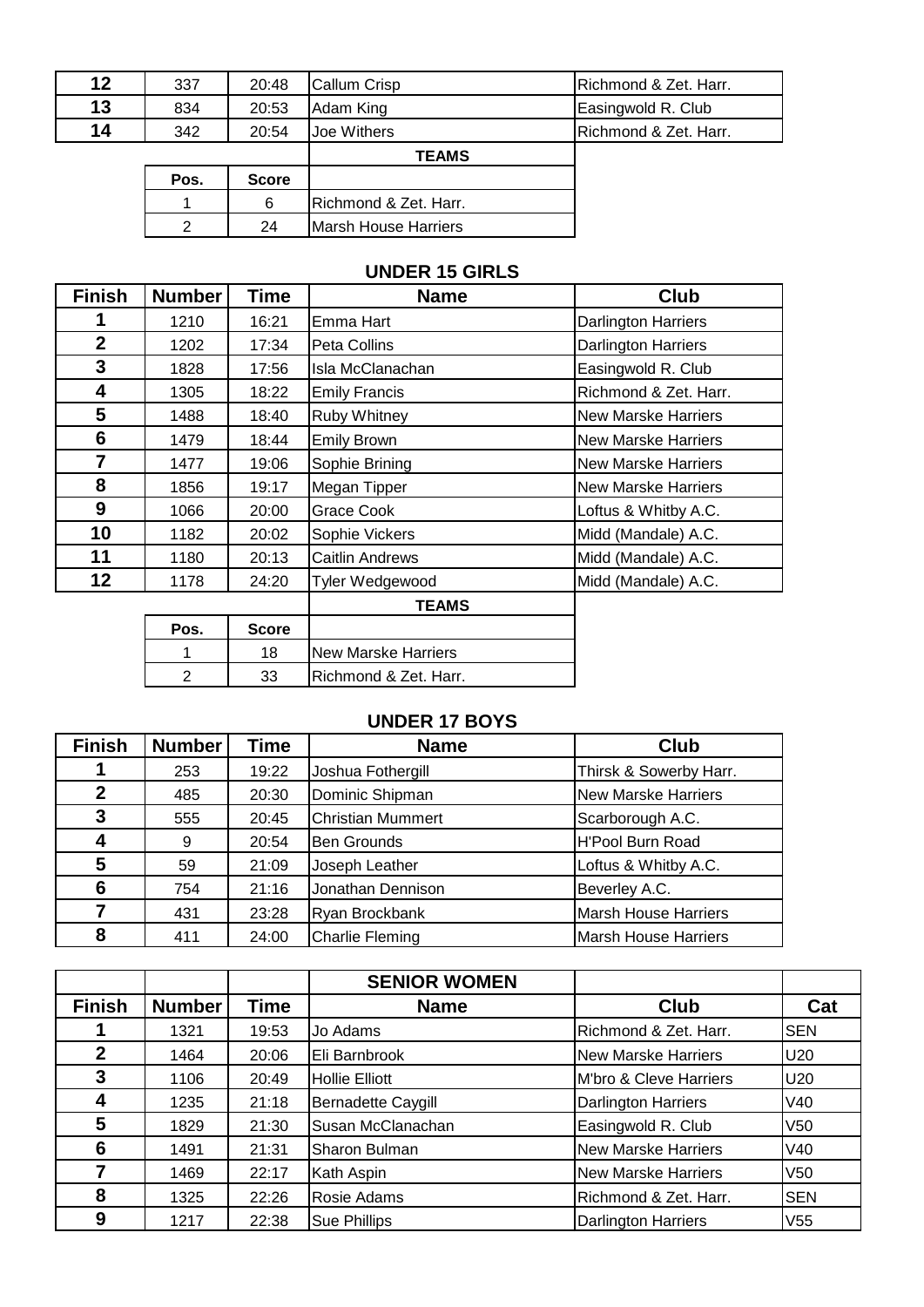| Finish | Number | Time | Name | Club |
|---|---|---|---|---|
| 12 | 337 | 20:48 | Callum Crisp | Richmond & Zet. Harr. |
| 13 | 834 | 20:53 | Adam King | Easingwold R. Club |
| 14 | 342 | 20:54 | Joe Withers | Richmond & Zet. Harr. |

**TEAMS**

| Pos. | Score | |
|---|---|---|
| 1 | 6 | Richmond & Zet. Harr. |
| 2 | 24 | Marsh House Harriers |

## UNDER 15 GIRLS

| Finish | Number | Time | Name | Club |
|---|---|---|---|---|
| 1 | 1210 | 16:21 | Emma Hart | Darlington Harriers |
| 2 | 1202 | 17:34 | Peta Collins | Darlington Harriers |
| 3 | 1828 | 17:56 | Isla McClanachan | Easingwold R. Club |
| 4 | 1305 | 18:22 | Emily Francis | Richmond & Zet. Harr. |
| 5 | 1488 | 18:40 | Ruby Whitney | New Marske Harriers |
| 6 | 1479 | 18:44 | Emily Brown | New Marske Harriers |
| 7 | 1477 | 19:06 | Sophie Brining | New Marske Harriers |
| 8 | 1856 | 19:17 | Megan Tipper | New Marske Harriers |
| 9 | 1066 | 20:00 | Grace Cook | Loftus & Whitby A.C. |
| 10 | 1182 | 20:02 | Sophie Vickers | Midd (Mandale) A.C. |
| 11 | 1180 | 20:13 | Caitlin Andrews | Midd (Mandale) A.C. |
| 12 | 1178 | 24:20 | Tyler Wedgewood | Midd (Mandale) A.C. |

**TEAMS**

| Pos. | Score | |
|---|---|---|
| 1 | 18 | New Marske Harriers |
| 2 | 33 | Richmond & Zet. Harr. |

## UNDER 17 BOYS

| Finish | Number | Time | Name | Club |
|---|---|---|---|---|
| 1 | 253 | 19:22 | Joshua Fothergill | Thirsk & Sowerby Harr. |
| 2 | 485 | 20:30 | Dominic Shipman | New Marske Harriers |
| 3 | 555 | 20:45 | Christian Mummert | Scarborough A.C. |
| 4 | 9 | 20:54 | Ben Grounds | H'Pool Burn Road |
| 5 | 59 | 21:09 | Joseph Leather | Loftus & Whitby A.C. |
| 6 | 754 | 21:16 | Jonathan Dennison | Beverley A.C. |
| 7 | 431 | 23:28 | Ryan Brockbank | Marsh House Harriers |
| 8 | 411 | 24:00 | Charlie Fleming | Marsh House Harriers |

## SENIOR WOMEN

| Finish | Number | Time | Name | Club | Cat |
|---|---|---|---|---|---|
| 1 | 1321 | 19:53 | Jo Adams | Richmond & Zet. Harr. | SEN |
| 2 | 1464 | 20:06 | Eli Barnbrook | New Marske Harriers | U20 |
| 3 | 1106 | 20:49 | Hollie Elliott | M'bro & Cleve Harriers | U20 |
| 4 | 1235 | 21:18 | Bernadette Caygill | Darlington Harriers | V40 |
| 5 | 1829 | 21:30 | Susan McClanachan | Easingwold R. Club | V50 |
| 6 | 1491 | 21:31 | Sharon Bulman | New Marske Harriers | V40 |
| 7 | 1469 | 22:17 | Kath Aspin | New Marske Harriers | V50 |
| 8 | 1325 | 22:26 | Rosie Adams | Richmond & Zet. Harr. | SEN |
| 9 | 1217 | 22:38 | Sue Phillips | Darlington Harriers | V55 |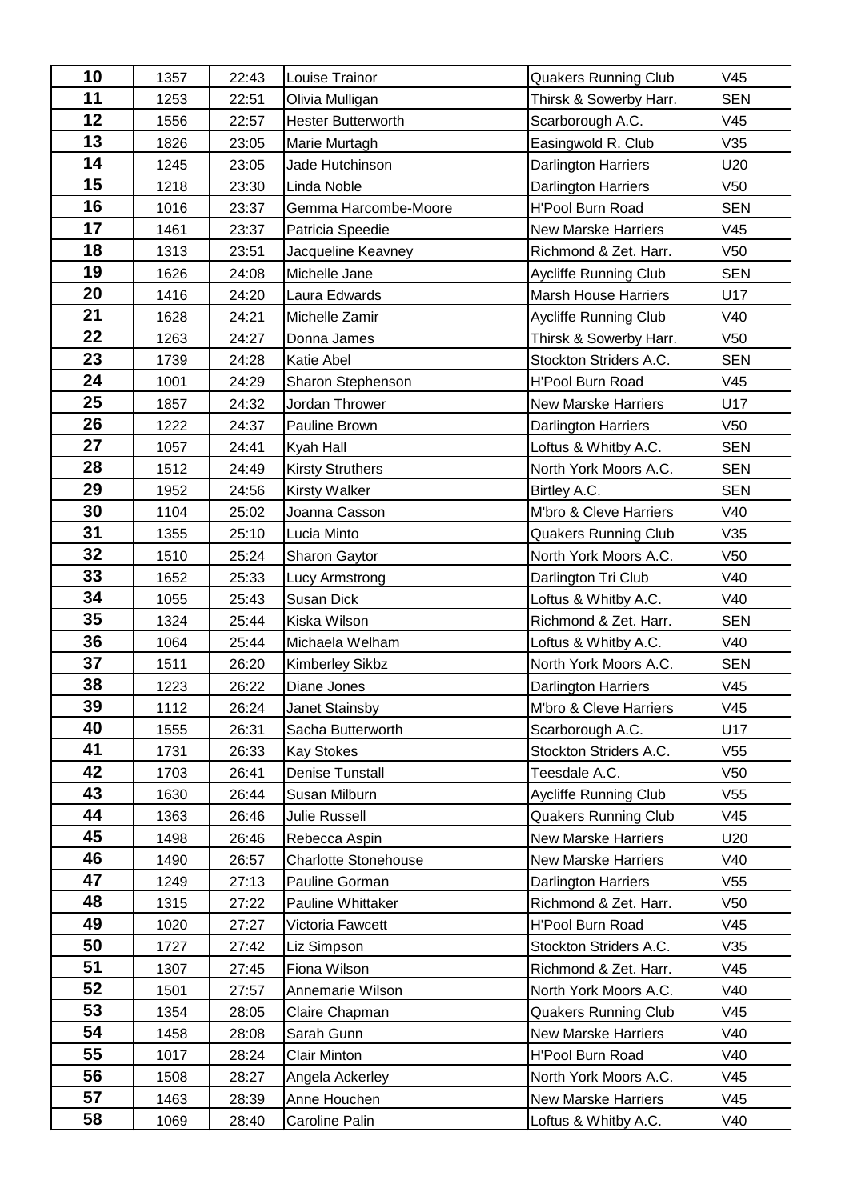| | | | | | |
|---|---|---|---|---|---|
| 10 | 1357 | 22:43 | Louise Trainor | Quakers Running Club | V45 |
| 11 | 1253 | 22:51 | Olivia Mulligan | Thirsk & Sowerby Harr. | SEN |
| 12 | 1556 | 22:57 | Hester Butterworth | Scarborough A.C. | V45 |
| 13 | 1826 | 23:05 | Marie Murtagh | Easingwold R. Club | V35 |
| 14 | 1245 | 23:05 | Jade Hutchinson | Darlington Harriers | U20 |
| 15 | 1218 | 23:30 | Linda Noble | Darlington Harriers | V50 |
| 16 | 1016 | 23:37 | Gemma Harcombe-Moore | H'Pool Burn Road | SEN |
| 17 | 1461 | 23:37 | Patricia Speedie | New Marske Harriers | V45 |
| 18 | 1313 | 23:51 | Jacqueline Keavney | Richmond & Zet. Harr. | V50 |
| 19 | 1626 | 24:08 | Michelle Jane | Aycliffe Running Club | SEN |
| 20 | 1416 | 24:20 | Laura Edwards | Marsh House Harriers | U17 |
| 21 | 1628 | 24:21 | Michelle Zamir | Aycliffe Running Club | V40 |
| 22 | 1263 | 24:27 | Donna James | Thirsk & Sowerby Harr. | V50 |
| 23 | 1739 | 24:28 | Katie Abel | Stockton Striders A.C. | SEN |
| 24 | 1001 | 24:29 | Sharon Stephenson | H'Pool Burn Road | V45 |
| 25 | 1857 | 24:32 | Jordan Thrower | New Marske Harriers | U17 |
| 26 | 1222 | 24:37 | Pauline Brown | Darlington Harriers | V50 |
| 27 | 1057 | 24:41 | Kyah Hall | Loftus & Whitby A.C. | SEN |
| 28 | 1512 | 24:49 | Kirsty Struthers | North York Moors A.C. | SEN |
| 29 | 1952 | 24:56 | Kirsty Walker | Birtley A.C. | SEN |
| 30 | 1104 | 25:02 | Joanna Casson | M'bro & Cleve Harriers | V40 |
| 31 | 1355 | 25:10 | Lucia Minto | Quakers Running Club | V35 |
| 32 | 1510 | 25:24 | Sharon Gaytor | North York Moors A.C. | V50 |
| 33 | 1652 | 25:33 | Lucy Armstrong | Darlington Tri Club | V40 |
| 34 | 1055 | 25:43 | Susan Dick | Loftus & Whitby A.C. | V40 |
| 35 | 1324 | 25:44 | Kiska Wilson | Richmond & Zet. Harr. | SEN |
| 36 | 1064 | 25:44 | Michaela Welham | Loftus & Whitby A.C. | V40 |
| 37 | 1511 | 26:20 | Kimberley Sikbz | North York Moors A.C. | SEN |
| 38 | 1223 | 26:22 | Diane Jones | Darlington Harriers | V45 |
| 39 | 1112 | 26:24 | Janet Stainsby | M'bro & Cleve Harriers | V45 |
| 40 | 1555 | 26:31 | Sacha Butterworth | Scarborough A.C. | U17 |
| 41 | 1731 | 26:33 | Kay Stokes | Stockton Striders A.C. | V55 |
| 42 | 1703 | 26:41 | Denise Tunstall | Teesdale A.C. | V50 |
| 43 | 1630 | 26:44 | Susan Milburn | Aycliffe Running Club | V55 |
| 44 | 1363 | 26:46 | Julie Russell | Quakers Running Club | V45 |
| 45 | 1498 | 26:46 | Rebecca Aspin | New Marske Harriers | U20 |
| 46 | 1490 | 26:57 | Charlotte Stonehouse | New Marske Harriers | V40 |
| 47 | 1249 | 27:13 | Pauline Gorman | Darlington Harriers | V55 |
| 48 | 1315 | 27:22 | Pauline Whittaker | Richmond & Zet. Harr. | V50 |
| 49 | 1020 | 27:27 | Victoria Fawcett | H'Pool Burn Road | V45 |
| 50 | 1727 | 27:42 | Liz Simpson | Stockton Striders A.C. | V35 |
| 51 | 1307 | 27:45 | Fiona Wilson | Richmond & Zet. Harr. | V45 |
| 52 | 1501 | 27:57 | Annemarie Wilson | North York Moors A.C. | V40 |
| 53 | 1354 | 28:05 | Claire Chapman | Quakers Running Club | V45 |
| 54 | 1458 | 28:08 | Sarah Gunn | New Marske Harriers | V40 |
| 55 | 1017 | 28:24 | Clair Minton | H'Pool Burn Road | V40 |
| 56 | 1508 | 28:27 | Angela Ackerley | North York Moors A.C. | V45 |
| 57 | 1463 | 28:39 | Anne Houchen | New Marske Harriers | V45 |
| 58 | 1069 | 28:40 | Caroline Palin | Loftus & Whitby A.C. | V40 |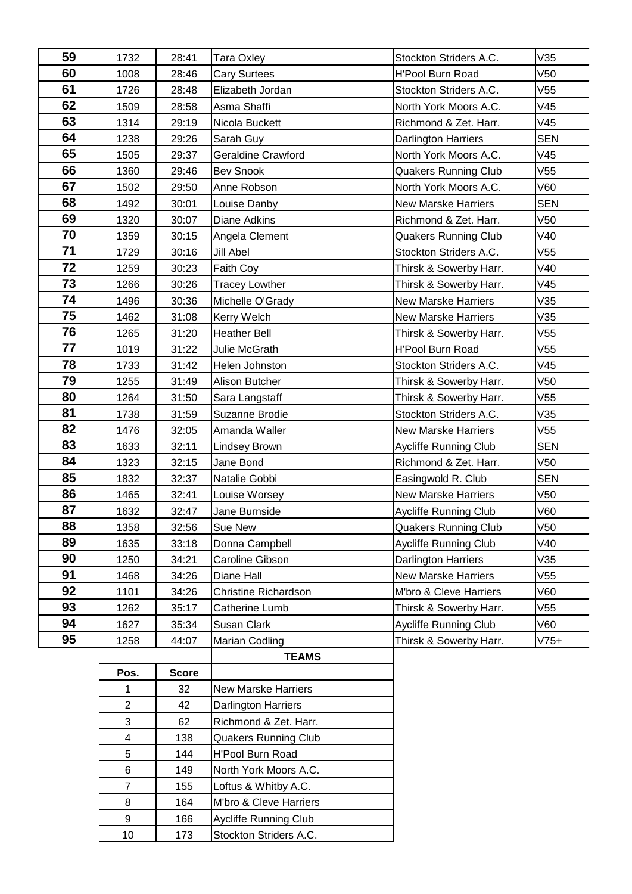| | | | | | |
|---|---|---|---|---|---|
| **59** | 1732 | 28:41 | Tara Oxley | Stockton Striders A.C. | V35 |
| **60** | 1008 | 28:46 | Cary Surtees | H'Pool Burn Road | V50 |
| **61** | 1726 | 28:48 | Elizabeth Jordan | Stockton Striders A.C. | V55 |
| **62** | 1509 | 28:58 | Asma Shaffi | North York Moors A.C. | V45 |
| **63** | 1314 | 29:19 | Nicola Buckett | Richmond & Zet. Harr. | V45 |
| **64** | 1238 | 29:26 | Sarah Guy | Darlington Harriers | SEN |
| **65** | 1505 | 29:37 | Geraldine Crawford | North York Moors A.C. | V45 |
| **66** | 1360 | 29:46 | Bev Snook | Quakers Running Club | V55 |
| **67** | 1502 | 29:50 | Anne Robson | North York Moors A.C. | V60 |
| **68** | 1492 | 30:01 | Louise Danby | New Marske Harriers | SEN |
| **69** | 1320 | 30:07 | Diane Adkins | Richmond & Zet. Harr. | V50 |
| **70** | 1359 | 30:15 | Angela Clement | Quakers Running Club | V40 |
| **71** | 1729 | 30:16 | Jill Abel | Stockton Striders A.C. | V55 |
| **72** | 1259 | 30:23 | Faith Coy | Thirsk & Sowerby Harr. | V40 |
| **73** | 1266 | 30:26 | Tracey Lowther | Thirsk & Sowerby Harr. | V45 |
| **74** | 1496 | 30:36 | Michelle O'Grady | New Marske Harriers | V35 |
| **75** | 1462 | 31:08 | Kerry Welch | New Marske Harriers | V35 |
| **76** | 1265 | 31:20 | Heather Bell | Thirsk & Sowerby Harr. | V55 |
| **77** | 1019 | 31:22 | Julie McGrath | H'Pool Burn Road | V55 |
| **78** | 1733 | 31:42 | Helen Johnston | Stockton Striders A.C. | V45 |
| **79** | 1255 | 31:49 | Alison Butcher | Thirsk & Sowerby Harr. | V50 |
| **80** | 1264 | 31:50 | Sara Langstaff | Thirsk & Sowerby Harr. | V55 |
| **81** | 1738 | 31:59 | Suzanne Brodie | Stockton Striders A.C. | V35 |
| **82** | 1476 | 32:05 | Amanda Waller | New Marske Harriers | V55 |
| **83** | 1633 | 32:11 | Lindsey Brown | Aycliffe Running Club | SEN |
| **84** | 1323 | 32:15 | Jane Bond | Richmond & Zet. Harr. | V50 |
| **85** | 1832 | 32:37 | Natalie Gobbi | Easingwold R. Club | SEN |
| **86** | 1465 | 32:41 | Louise Worsey | New Marske Harriers | V50 |
| **87** | 1632 | 32:47 | Jane Burnside | Aycliffe Running Club | V60 |
| **88** | 1358 | 32:56 | Sue New | Quakers Running Club | V50 |
| **89** | 1635 | 33:18 | Donna Campbell | Aycliffe Running Club | V40 |
| **90** | 1250 | 34:21 | Caroline Gibson | Darlington Harriers | V35 |
| **91** | 1468 | 34:26 | Diane Hall | New Marske Harriers | V55 |
| **92** | 1101 | 34:26 | Christine Richardson | M'bro & Cleve Harriers | V60 |
| **93** | 1262 | 35:17 | Catherine Lumb | Thirsk & Sowerby Harr. | V55 |
| **94** | 1627 | 35:34 | Susan Clark | Aycliffe Running Club | V60 |
| **95** | 1258 | 44:07 | Marian Codling | Thirsk & Sowerby Harr. | V75+ |

**TEAMS**

| Pos. | Score | |
|---|---|---|
| 1 | 32 | New Marske Harriers |
| 2 | 42 | Darlington Harriers |
| 3 | 62 | Richmond & Zet. Harr. |
| 4 | 138 | Quakers Running Club |
| 5 | 144 | H'Pool Burn Road |
| 6 | 149 | North York Moors A.C. |
| 7 | 155 | Loftus & Whitby A.C. |
| 8 | 164 | M'bro & Cleve Harriers |
| 9 | 166 | Aycliffe Running Club |
| 10 | 173 | Stockton Striders A.C. |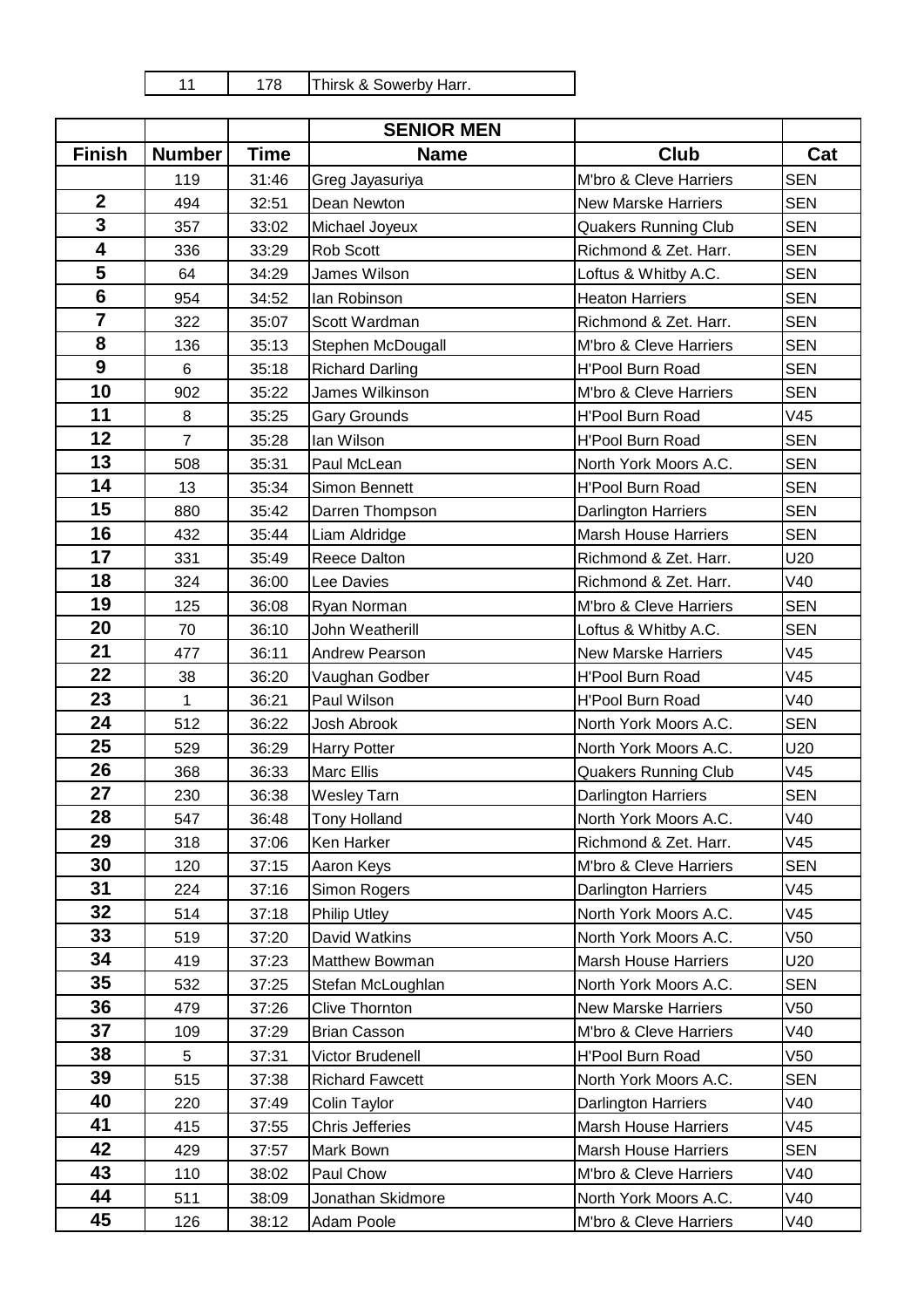| 11 | 178 | Thirsk & Sowerby Harr. |
|---|---|---|

| | | | SENIOR MEN | | |
|---|---|---|---|---|---|
| **Finish** | **Number** | **Time** | **Name** | **Club** | **Cat** |
| | 119 | 31:46 | Greg Jayasuriya | M'bro & Cleve Harriers | SEN |
| **2** | 494 | 32:51 | Dean Newton | New Marske Harriers | SEN |
| **3** | 357 | 33:02 | Michael Joyeux | Quakers Running Club | SEN |
| **4** | 336 | 33:29 | Rob Scott | Richmond & Zet. Harr. | SEN |
| **5** | 64 | 34:29 | James Wilson | Loftus & Whitby A.C. | SEN |
| **6** | 954 | 34:52 | Ian Robinson | Heaton Harriers | SEN |
| **7** | 322 | 35:07 | Scott Wardman | Richmond & Zet. Harr. | SEN |
| **8** | 136 | 35:13 | Stephen McDougall | M'bro & Cleve Harriers | SEN |
| **9** | 6 | 35:18 | Richard Darling | H'Pool Burn Road | SEN |
| **10** | 902 | 35:22 | James Wilkinson | M'bro & Cleve Harriers | SEN |
| **11** | 8 | 35:25 | Gary Grounds | H'Pool Burn Road | V45 |
| **12** | 7 | 35:28 | Ian Wilson | H'Pool Burn Road | SEN |
| **13** | 508 | 35:31 | Paul McLean | North York Moors A.C. | SEN |
| **14** | 13 | 35:34 | Simon Bennett | H'Pool Burn Road | SEN |
| **15** | 880 | 35:42 | Darren Thompson | Darlington Harriers | SEN |
| **16** | 432 | 35:44 | Liam Aldridge | Marsh House Harriers | SEN |
| **17** | 331 | 35:49 | Reece Dalton | Richmond & Zet. Harr. | U20 |
| **18** | 324 | 36:00 | Lee Davies | Richmond & Zet. Harr. | V40 |
| **19** | 125 | 36:08 | Ryan Norman | M'bro & Cleve Harriers | SEN |
| **20** | 70 | 36:10 | John Weatherill | Loftus & Whitby A.C. | SEN |
| **21** | 477 | 36:11 | Andrew Pearson | New Marske Harriers | V45 |
| **22** | 38 | 36:20 | Vaughan Godber | H'Pool Burn Road | V45 |
| **23** | 1 | 36:21 | Paul Wilson | H'Pool Burn Road | V40 |
| **24** | 512 | 36:22 | Josh Abrook | North York Moors A.C. | SEN |
| **25** | 529 | 36:29 | Harry Potter | North York Moors A.C. | U20 |
| **26** | 368 | 36:33 | Marc Ellis | Quakers Running Club | V45 |
| **27** | 230 | 36:38 | Wesley Tarn | Darlington Harriers | SEN |
| **28** | 547 | 36:48 | Tony Holland | North York Moors A.C. | V40 |
| **29** | 318 | 37:06 | Ken Harker | Richmond & Zet. Harr. | V45 |
| **30** | 120 | 37:15 | Aaron Keys | M'bro & Cleve Harriers | SEN |
| **31** | 224 | 37:16 | Simon Rogers | Darlington Harriers | V45 |
| **32** | 514 | 37:18 | Philip Utley | North York Moors A.C. | V45 |
| **33** | 519 | 37:20 | David Watkins | North York Moors A.C. | V50 |
| **34** | 419 | 37:23 | Matthew Bowman | Marsh House Harriers | U20 |
| **35** | 532 | 37:25 | Stefan McLoughlan | North York Moors A.C. | SEN |
| **36** | 479 | 37:26 | Clive Thornton | New Marske Harriers | V50 |
| **37** | 109 | 37:29 | Brian Casson | M'bro & Cleve Harriers | V40 |
| **38** | 5 | 37:31 | Victor Brudenell | H'Pool Burn Road | V50 |
| **39** | 515 | 37:38 | Richard Fawcett | North York Moors A.C. | SEN |
| **40** | 220 | 37:49 | Colin Taylor | Darlington Harriers | V40 |
| **41** | 415 | 37:55 | Chris Jefferies | Marsh House Harriers | V45 |
| **42** | 429 | 37:57 | Mark Bown | Marsh House Harriers | SEN |
| **43** | 110 | 38:02 | Paul Chow | M'bro & Cleve Harriers | V40 |
| **44** | 511 | 38:09 | Jonathan Skidmore | North York Moors A.C. | V40 |
| **45** | 126 | 38:12 | Adam Poole | M'bro & Cleve Harriers | V40 |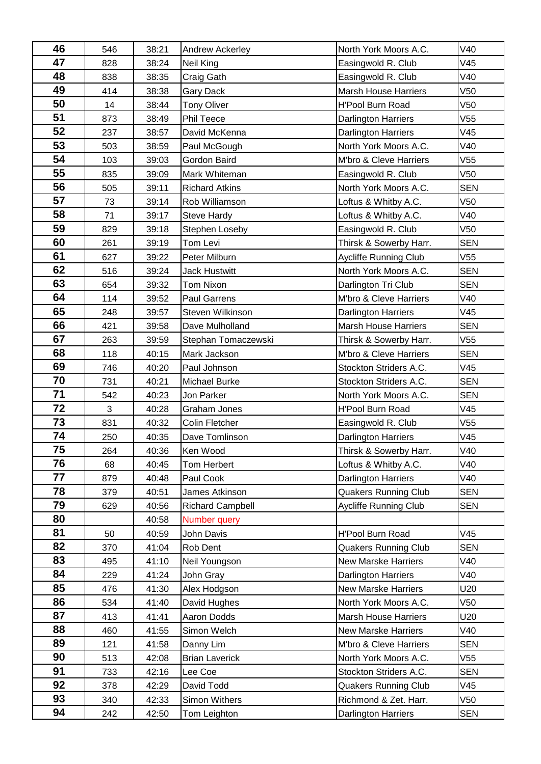| 46 | 546 | 38:21 | Andrew Ackerley | North York Moors A.C. | V40 |
|---|---|---|---|---|---|
| 47 | 828 | 38:24 | Neil King | Easingwold R. Club | V45 |
| 48 | 838 | 38:35 | Craig Gath | Easingwold R. Club | V40 |
| 49 | 414 | 38:38 | Gary Dack | Marsh House Harriers | V50 |
| 50 | 14 | 38:44 | Tony Oliver | H'Pool Burn Road | V50 |
| 51 | 873 | 38:49 | Phil Teece | Darlington Harriers | V55 |
| 52 | 237 | 38:57 | David McKenna | Darlington Harriers | V45 |
| 53 | 503 | 38:59 | Paul McGough | North York Moors A.C. | V40 |
| 54 | 103 | 39:03 | Gordon Baird | M'bro & Cleve Harriers | V55 |
| 55 | 835 | 39:09 | Mark Whiteman | Easingwold R. Club | V50 |
| 56 | 505 | 39:11 | Richard Atkins | North York Moors A.C. | SEN |
| 57 | 73 | 39:14 | Rob Williamson | Loftus & Whitby A.C. | V50 |
| 58 | 71 | 39:17 | Steve Hardy | Loftus & Whitby A.C. | V40 |
| 59 | 829 | 39:18 | Stephen Loseby | Easingwold R. Club | V50 |
| 60 | 261 | 39:19 | Tom Levi | Thirsk & Sowerby Harr. | SEN |
| 61 | 627 | 39:22 | Peter Milburn | Aycliffe Running Club | V55 |
| 62 | 516 | 39:24 | Jack Hustwitt | North York Moors A.C. | SEN |
| 63 | 654 | 39:32 | Tom Nixon | Darlington Tri Club | SEN |
| 64 | 114 | 39:52 | Paul Garrens | M'bro & Cleve Harriers | V40 |
| 65 | 248 | 39:57 | Steven Wilkinson | Darlington Harriers | V45 |
| 66 | 421 | 39:58 | Dave Mulholland | Marsh House Harriers | SEN |
| 67 | 263 | 39:59 | Stephan Tomaczewski | Thirsk & Sowerby Harr. | V55 |
| 68 | 118 | 40:15 | Mark Jackson | M'bro & Cleve Harriers | SEN |
| 69 | 746 | 40:20 | Paul Johnson | Stockton Striders A.C. | V45 |
| 70 | 731 | 40:21 | Michael Burke | Stockton Striders A.C. | SEN |
| 71 | 542 | 40:23 | Jon Parker | North York Moors A.C. | SEN |
| 72 | 3 | 40:28 | Graham Jones | H'Pool Burn Road | V45 |
| 73 | 831 | 40:32 | Colin Fletcher | Easingwold R. Club | V55 |
| 74 | 250 | 40:35 | Dave Tomlinson | Darlington Harriers | V45 |
| 75 | 264 | 40:36 | Ken Wood | Thirsk & Sowerby Harr. | V40 |
| 76 | 68 | 40:45 | Tom Herbert | Loftus & Whitby A.C. | V40 |
| 77 | 879 | 40:48 | Paul Cook | Darlington Harriers | V40 |
| 78 | 379 | 40:51 | James Atkinson | Quakers Running Club | SEN |
| 79 | 629 | 40:56 | Richard Campbell | Aycliffe Running Club | SEN |
| 80 | | 40:58 | Number query | | |
| 81 | 50 | 40:59 | John Davis | H'Pool Burn Road | V45 |
| 82 | 370 | 41:04 | Rob Dent | Quakers Running Club | SEN |
| 83 | 495 | 41:10 | Neil Youngson | New Marske Harriers | V40 |
| 84 | 229 | 41:24 | John Gray | Darlington Harriers | V40 |
| 85 | 476 | 41:30 | Alex Hodgson | New Marske Harriers | U20 |
| 86 | 534 | 41:40 | David Hughes | North York Moors A.C. | V50 |
| 87 | 413 | 41:41 | Aaron Dodds | Marsh House Harriers | U20 |
| 88 | 460 | 41:55 | Simon Welch | New Marske Harriers | V40 |
| 89 | 121 | 41:58 | Danny Lim | M'bro & Cleve Harriers | SEN |
| 90 | 513 | 42:08 | Brian Laverick | North York Moors A.C. | V55 |
| 91 | 733 | 42:16 | Lee Coe | Stockton Striders A.C. | SEN |
| 92 | 378 | 42:29 | David Todd | Quakers Running Club | V45 |
| 93 | 340 | 42:33 | Simon Withers | Richmond & Zet. Harr. | V50 |
| 94 | 242 | 42:50 | Tom Leighton | Darlington Harriers | SEN |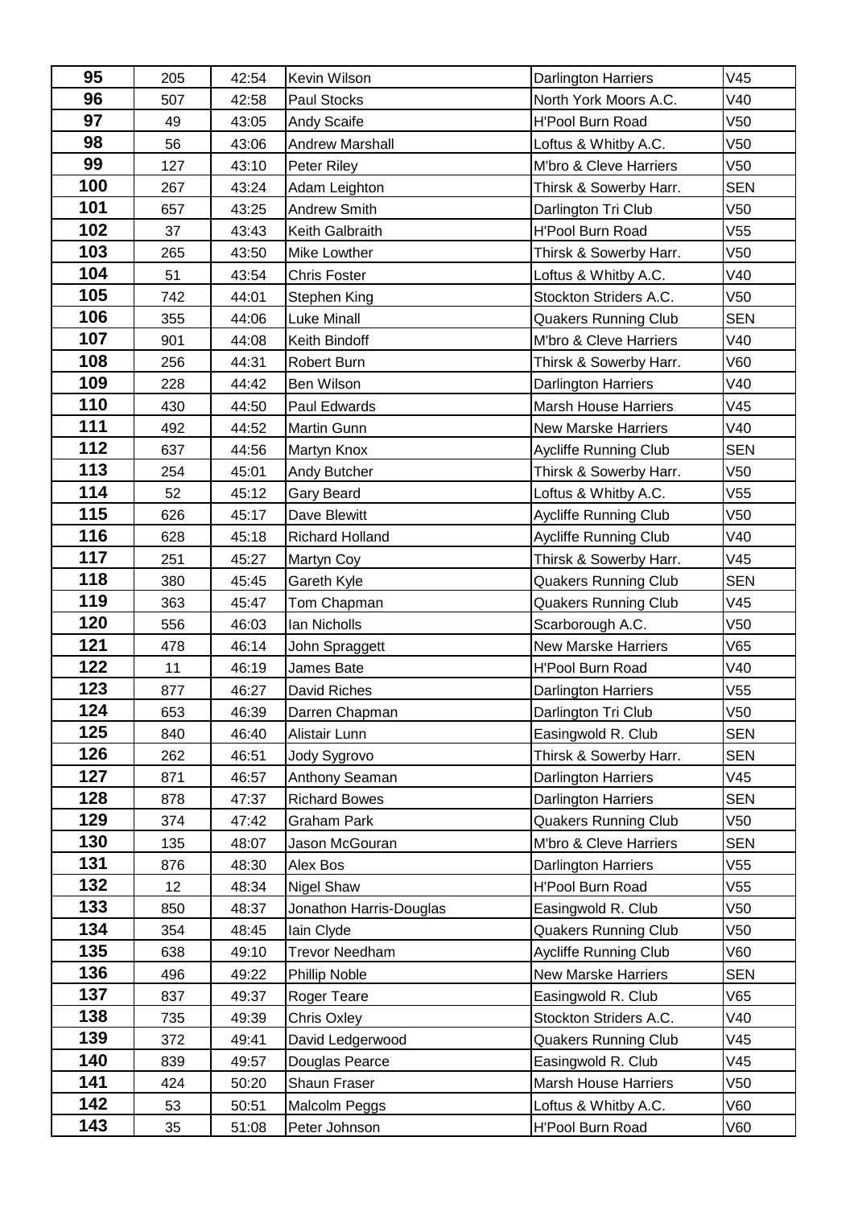| | | | | | |
|---|---|---|---|---|---|
| **95** | 205 | 42:54 | Kevin Wilson | Darlington Harriers | V45 |
| **96** | 507 | 42:58 | Paul Stocks | North York Moors A.C. | V40 |
| **97** | 49 | 43:05 | Andy Scaife | H'Pool Burn Road | V50 |
| **98** | 56 | 43:06 | Andrew Marshall | Loftus & Whitby A.C. | V50 |
| **99** | 127 | 43:10 | Peter Riley | M'bro & Cleve Harriers | V50 |
| **100** | 267 | 43:24 | Adam Leighton | Thirsk & Sowerby Harr. | SEN |
| **101** | 657 | 43:25 | Andrew Smith | Darlington Tri Club | V50 |
| **102** | 37 | 43:43 | Keith Galbraith | H'Pool Burn Road | V55 |
| **103** | 265 | 43:50 | Mike Lowther | Thirsk & Sowerby Harr. | V50 |
| **104** | 51 | 43:54 | Chris Foster | Loftus & Whitby A.C. | V40 |
| **105** | 742 | 44:01 | Stephen King | Stockton Striders A.C. | V50 |
| **106** | 355 | 44:06 | Luke Minall | Quakers Running Club | SEN |
| **107** | 901 | 44:08 | Keith Bindoff | M'bro & Cleve Harriers | V40 |
| **108** | 256 | 44:31 | Robert Burn | Thirsk & Sowerby Harr. | V60 |
| **109** | 228 | 44:42 | Ben Wilson | Darlington Harriers | V40 |
| **110** | 430 | 44:50 | Paul Edwards | Marsh House Harriers | V45 |
| **111** | 492 | 44:52 | Martin Gunn | New Marske Harriers | V40 |
| **112** | 637 | 44:56 | Martyn Knox | Aycliffe Running Club | SEN |
| **113** | 254 | 45:01 | Andy Butcher | Thirsk & Sowerby Harr. | V50 |
| **114** | 52 | 45:12 | Gary Beard | Loftus & Whitby A.C. | V55 |
| **115** | 626 | 45:17 | Dave Blewitt | Aycliffe Running Club | V50 |
| **116** | 628 | 45:18 | Richard Holland | Aycliffe Running Club | V40 |
| **117** | 251 | 45:27 | Martyn Coy | Thirsk & Sowerby Harr. | V45 |
| **118** | 380 | 45:45 | Gareth Kyle | Quakers Running Club | SEN |
| **119** | 363 | 45:47 | Tom Chapman | Quakers Running Club | V45 |
| **120** | 556 | 46:03 | Ian Nicholls | Scarborough A.C. | V50 |
| **121** | 478 | 46:14 | John Spraggett | New Marske Harriers | V65 |
| **122** | 11 | 46:19 | James Bate | H'Pool Burn Road | V40 |
| **123** | 877 | 46:27 | David Riches | Darlington Harriers | V55 |
| **124** | 653 | 46:39 | Darren Chapman | Darlington Tri Club | V50 |
| **125** | 840 | 46:40 | Alistair Lunn | Easingwold R. Club | SEN |
| **126** | 262 | 46:51 | Jody Sygrovo | Thirsk & Sowerby Harr. | SEN |
| **127** | 871 | 46:57 | Anthony Seaman | Darlington Harriers | V45 |
| **128** | 878 | 47:37 | Richard Bowes | Darlington Harriers | SEN |
| **129** | 374 | 47:42 | Graham Park | Quakers Running Club | V50 |
| **130** | 135 | 48:07 | Jason McGouran | M'bro & Cleve Harriers | SEN |
| **131** | 876 | 48:30 | Alex Bos | Darlington Harriers | V55 |
| **132** | 12 | 48:34 | Nigel Shaw | H'Pool Burn Road | V55 |
| **133** | 850 | 48:37 | Jonathon Harris-Douglas | Easingwold R. Club | V50 |
| **134** | 354 | 48:45 | Iain Clyde | Quakers Running Club | V50 |
| **135** | 638 | 49:10 | Trevor Needham | Aycliffe Running Club | V60 |
| **136** | 496 | 49:22 | Phillip Noble | New Marske Harriers | SEN |
| **137** | 837 | 49:37 | Roger Teare | Easingwold R. Club | V65 |
| **138** | 735 | 49:39 | Chris Oxley | Stockton Striders A.C. | V40 |
| **139** | 372 | 49:41 | David Ledgerwood | Quakers Running Club | V45 |
| **140** | 839 | 49:57 | Douglas Pearce | Easingwold R. Club | V45 |
| **141** | 424 | 50:20 | Shaun Fraser | Marsh House Harriers | V50 |
| **142** | 53 | 50:51 | Malcolm Peggs | Loftus & Whitby A.C. | V60 |
| **143** | 35 | 51:08 | Peter Johnson | H'Pool Burn Road | V60 |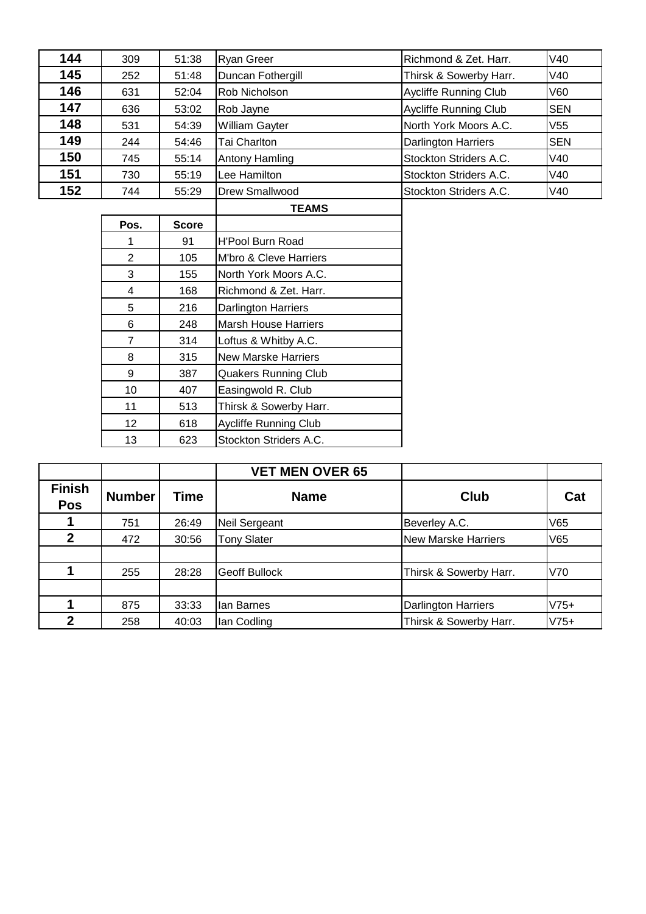| | | | | | |
|---|---|---|---|---|---|
| **144** | 309 | 51:38 | Ryan Greer | Richmond & Zet. Harr. | V40 |
| **145** | 252 | 51:48 | Duncan Fothergill | Thirsk & Sowerby Harr. | V40 |
| **146** | 631 | 52:04 | Rob Nicholson | Aycliffe Running Club | V60 |
| **147** | 636 | 53:02 | Rob Jayne | Aycliffe Running Club | SEN |
| **148** | 531 | 54:39 | William Gayter | North York Moors A.C. | V55 |
| **149** | 244 | 54:46 | Tai Charlton | Darlington Harriers | SEN |
| **150** | 745 | 55:14 | Antony Hamling | Stockton Striders A.C. | V40 |
| **151** | 730 | 55:19 | Lee Hamilton | Stockton Striders A.C. | V40 |
| **152** | 744 | 55:29 | Drew Smallwood | Stockton Striders A.C. | V40 |

**TEAMS**

| Pos. | Score | |
|---|---|---|
| 1 | 91 | H'Pool Burn Road |
| 2 | 105 | M'bro & Cleve Harriers |
| 3 | 155 | North York Moors A.C. |
| 4 | 168 | Richmond & Zet. Harr. |
| 5 | 216 | Darlington Harriers |
| 6 | 248 | Marsh House Harriers |
| 7 | 314 | Loftus & Whitby A.C. |
| 8 | 315 | New Marske Harriers |
| 9 | 387 | Quakers Running Club |
| 10 | 407 | Easingwold R. Club |
| 11 | 513 | Thirsk & Sowerby Harr. |
| 12 | 618 | Aycliffe Running Club |
| 13 | 623 | Stockton Striders A.C. |

**VET MEN OVER 65**

| Finish Pos | Number | Time | Name | Club | Cat |
|---|---|---|---|---|---|
| **1** | 751 | 26:49 | Neil Sergeant | Beverley A.C. | V65 |
| **2** | 472 | 30:56 | Tony Slater | New Marske Harriers | V65 |
| | | | | | |
| **1** | 255 | 28:28 | Geoff Bullock | Thirsk & Sowerby Harr. | V70 |
| | | | | | |
| **1** | 875 | 33:33 | Ian Barnes | Darlington Harriers | V75+ |
| **2** | 258 | 40:03 | Ian Codling | Thirsk & Sowerby Harr. | V75+ |